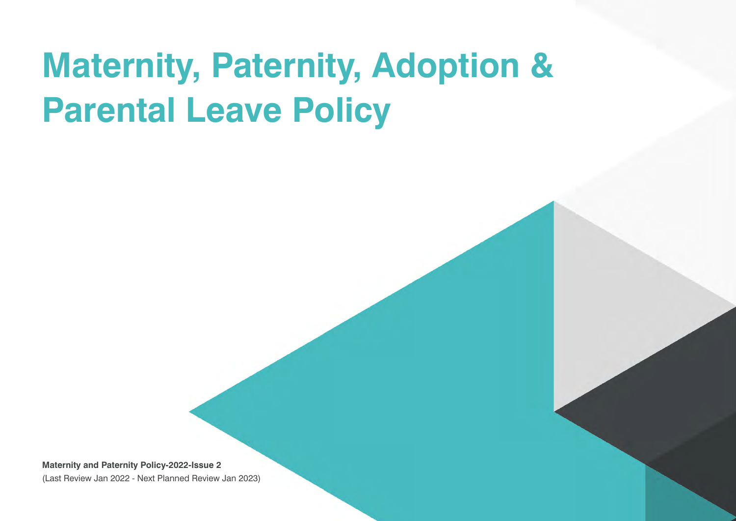# Maternity, Paternity, Adoption & Parental Leave Policy

**Maternity and Paternity Policy-2022-Issue 2**

(Last Review Jan 2022 - Next Planned Review Jan 2023)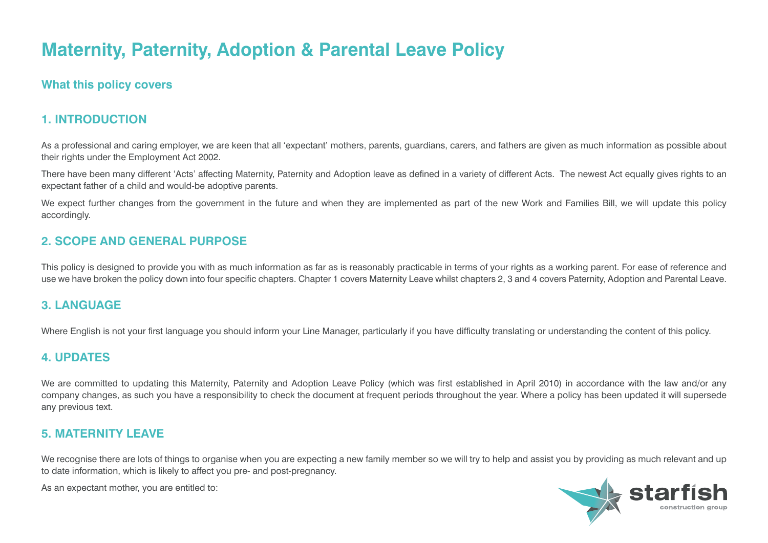# Maternity, Paternity, Adoption & Parental Leave Policy

## What this policy covers

## 1. INTRODUCTION

As a professional and caring employer, we are keen that all 'expectant' mothers, parents, guardians, carers, and fathers are given as much information as possible about their rights under the Employment Act 2002.

There have been many different 'Acts' affecting Maternity, Paternity and Adoption leave as defined in a variety of different Acts. The newest Act equally gives rights to an expectant father of a child and would-be adoptive parents.

We expect further changes from the government in the future and when they are implemented as part of the new Work and Families Bill, we will update this policy accordingly.

## 2. SCOPE AND GENERAL PURPOSE

This policy is designed to provide you with as much information as far as is reasonably practicable in terms of your rights as a working parent. For ease of reference and use we have broken the policy down into four specific chapters. Chapter 1 covers Maternity Leave whilst chapters 2, 3 and 4 covers Paternity, Adoption and Parental Leave.

## 3. LANGUAGE

Where English is not your first language you should inform your Line Manager, particularly if you have difficulty translating or understanding the content of this policy.

## 4. UPDATES

We are committed to updating this Maternity, Paternity and Adoption Leave Policy (which was first established in April 2010) in accordance with the law and/or any company changes, as such you have a responsibility to check the document at frequent periods throughout the year. Where a policy has been updated it will supersede any previous text.

## 5. MATERNITY LEAVE

We recognise there are lots of things to organise when you are expecting a new family member so we will try to help and assist you by providing as much relevant and up to date information, which is likely to affect you pre- and post-pregnancy.

As an expectant mother, you are entitled to: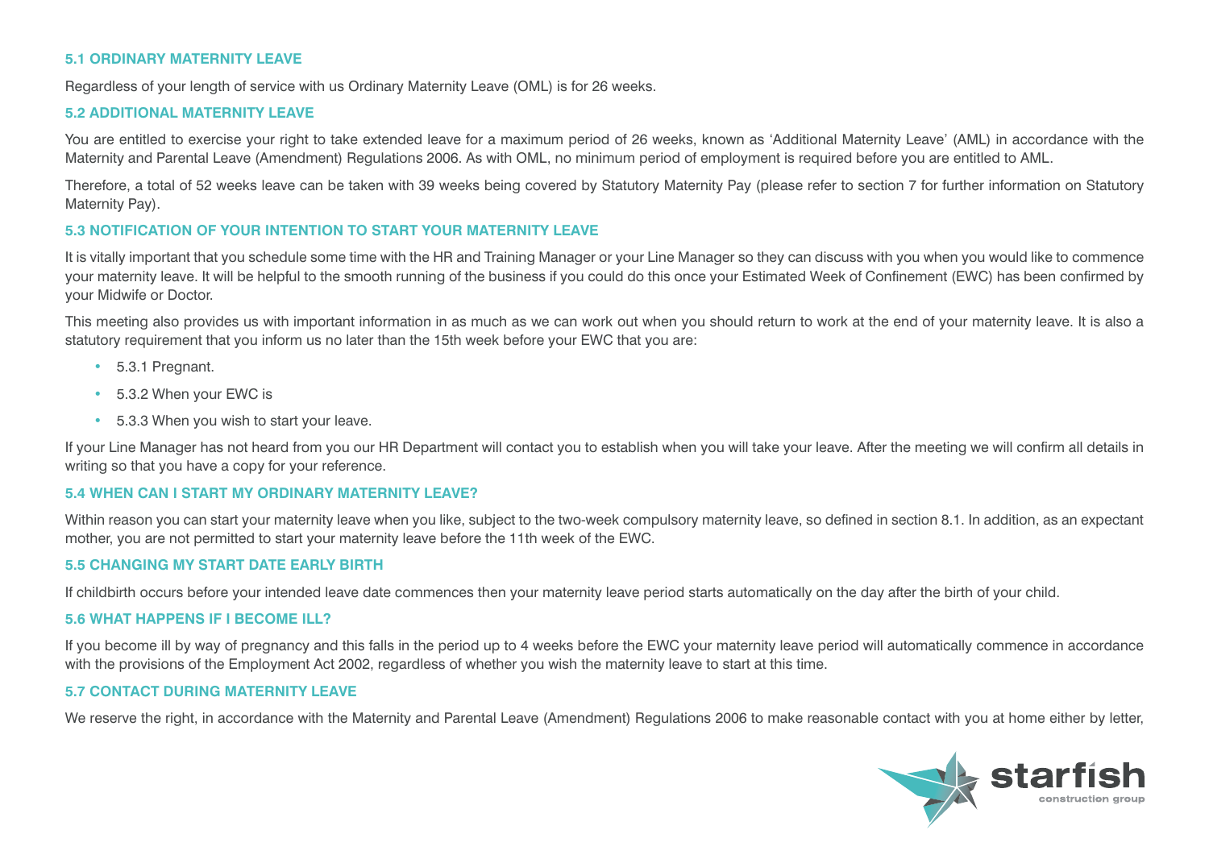### 5.1 ORDINARY MATERNITY LEAVE

Regardless of your length of service with us Ordinary Maternity Leave (OML) is for 26 weeks.

### 5.2 ADDITIONAL MATERNITY LEAVE

You are entitled to exercise your right to take extended leave for a maximum period of 26 weeks, known as 'Additional Maternity Leave' (AML) in accordance with the Maternity and Parental Leave (Amendment) Regulations 2006. As with OML, no minimum period of employment is required before you are entitled to AML.

Therefore, a total of 52 weeks leave can be taken with 39 weeks being covered by Statutory Maternity Pay (please refer to section 7 for further information on Statutory Maternity Pay).

### 5.3 NOTIFICATION OF YOUR INTENTION TO START YOUR MATERNITY LEAVE

It is vitally important that you schedule some time with the HR and Training Manager or your Line Manager so they can discuss with you when you would like to commence your maternity leave. It will be helpful to the smooth running of the business if you could do this once your Estimated Week of Confinement (EWC) has been confirmed by your Midwife or Doctor.

This meeting also provides us with important information in as much as we can work out when you should return to work at the end of your maternity leave. It is also a statutory requirement that you inform us no later than the 15th week before your EWC that you are:

- 5.3.1 Pregnant.
- 5.3.2 When your EWC is
- 5.3.3 When you wish to start your leave.

If your Line Manager has not heard from you our HR Department will contact you to establish when you will take your leave. After the meeting we will confirm all details in writing so that you have a copy for your reference.

### 5.4 WHEN CAN I START MY ORDINARY MATERNITY LEAVE?

Within reason you can start your maternity leave when you like, subject to the two-week compulsory maternity leave, so defined in section 8.1. In addition, as an expectant mother, you are not permitted to start your maternity leave before the 11th week of the EWC.

### 5.5 CHANGING MY START DATE EARLY BIRTH

If childbirth occurs before your intended leave date commences then your maternity leave period starts automatically on the day after the birth of your child.

### 5.6 WHAT HAPPENS IF I BECOME ILL?

If you become ill by way of pregnancy and this falls in the period up to 4 weeks before the EWC your maternity leave period will automatically commence in accordance with the provisions of the Employment Act 2002, regardless of whether you wish the maternity leave to start at this time.

### 5.7 CONTACT DURING MATERNITY LEAVE

We reserve the right, in accordance with the Maternity and Parental Leave (Amendment) Regulations 2006 to make reasonable contact with you at home either by letter,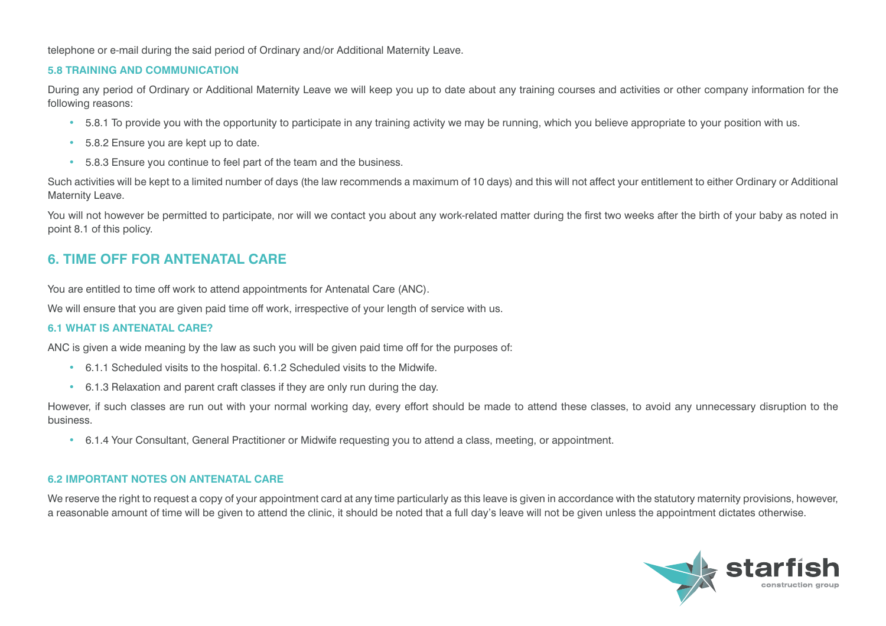telephone or e-mail during the said period of Ordinary and/or Additional Maternity Leave.

### 5.8 TRAINING AND COMMUNICATION

During any period of Ordinary or Additional Maternity Leave we will keep you up to date about any training courses and activities or other company information for the following reasons:

- 5.8.1 To provide you with the opportunity to participate in any training activity we may be running, which you believe appropriate to your position with us.
- 5.8.2 Ensure you are kept up to date.
- 5.8.3 Ensure you continue to feel part of the team and the business.

Such activities will be kept to a limited number of days (the law recommends a maximum of 10 days) and this will not affect your entitlement to either Ordinary or Additional Maternity Leave.

You will not however be permitted to participate, nor will we contact you about any work-related matter during the first two weeks after the birth of your baby as noted in point 8.1 of this policy.

## 6. TIME OFF FOR ANTENATAL CARE

You are entitled to time off work to attend appointments for Antenatal Care (ANC).

We will ensure that you are given paid time off work, irrespective of your length of service with us.

### 6.1 WHAT IS ANTENATAL CARE?

ANC is given a wide meaning by the law as such you will be given paid time off for the purposes of:

- 6.1.1 Scheduled visits to the hospital. 6.1.2 Scheduled visits to the Midwife.
- 6.1.3 Relaxation and parent craft classes if they are only run during the day.

However, if such classes are run out with your normal working day, every effort should be made to attend these classes, to avoid any unnecessary disruption to the business.

- 6.1.4 Your Consultant, General Practitioner or Midwife requesting you to attend a class, meeting, or appointment.

### 6.2 IMPORTANT NOTES ON ANTENATAL CARE

We reserve the right to request a copy of your appointment card at any time particularly as this leave is given in accordance with the statutory maternity provisions, however, a reasonable amount of time will be given to attend the clinic, it should be noted that a full day's leave will not be given unless the appointment dictates otherwise.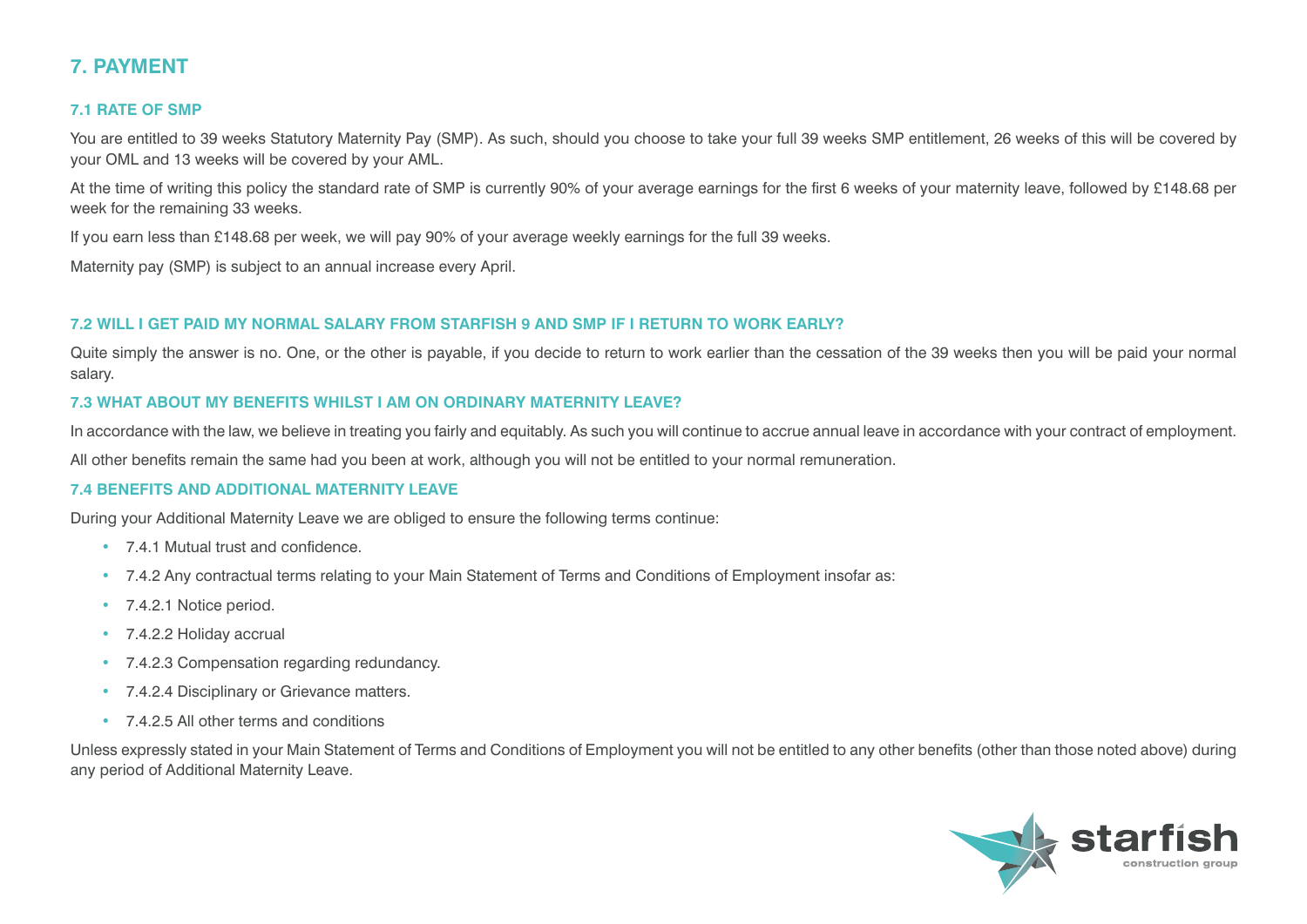## 7. PAYMENT

### 7.1 RATE OF SMP

You are entitled to 39 weeks Statutory Maternity Pay (SMP). As such, should you choose to take your full 39 weeks SMP entitlement, 26 weeks of this will be covered by your OML and 13 weeks will be covered by your AML.

At the time of writing this policy the standard rate of SMP is currently 90% of your average earnings for the first 6 weeks of your maternity leave, followed by £148.68 per week for the remaining 33 weeks.

If you earn less than £148.68 per week, we will pay 90% of your average weekly earnings for the full 39 weeks.

Maternity pay (SMP) is subject to an annual increase every April.

### 7.2 WILL I GET PAID MY NORMAL SALARY FROM STARFISH 9 AND SMP IF I RETURN TO WORK EARLY?

Quite simply the answer is no. One, or the other is payable, if you decide to return to work earlier than the cessation of the 39 weeks then you will be paid your normal salary.

### 7.3 WHAT ABOUT MY BENEFITS WHILST I AM ON ORDINARY MATERNITY LEAVE?

In accordance with the law, we believe in treating you fairly and equitably. As such you will continue to accrue annual leave in accordance with your contract of employment.

All other benefits remain the same had you been at work, although you will not be entitled to your normal remuneration.

### 7.4 BENEFITS AND ADDITIONAL MATERNITY LEAVE

During your Additional Maternity Leave we are obliged to ensure the following terms continue:

- 7.4.1 Mutual trust and confidence.
- 7.4.2 Any contractual terms relating to your Main Statement of Terms and Conditions of Employment insofar as:
- 7.4.2.1 Notice period.
- 7.4.2.2 Holiday accrual
- 7.4.2.3 Compensation regarding redundancy.
- 7.4.2.4 Disciplinary or Grievance matters.
- 7.4.2.5 All other terms and conditions

Unless expressly stated in your Main Statement of Terms and Conditions of Employment you will not be entitled to any other benefits (other than those noted above) during any period of Additional Maternity Leave.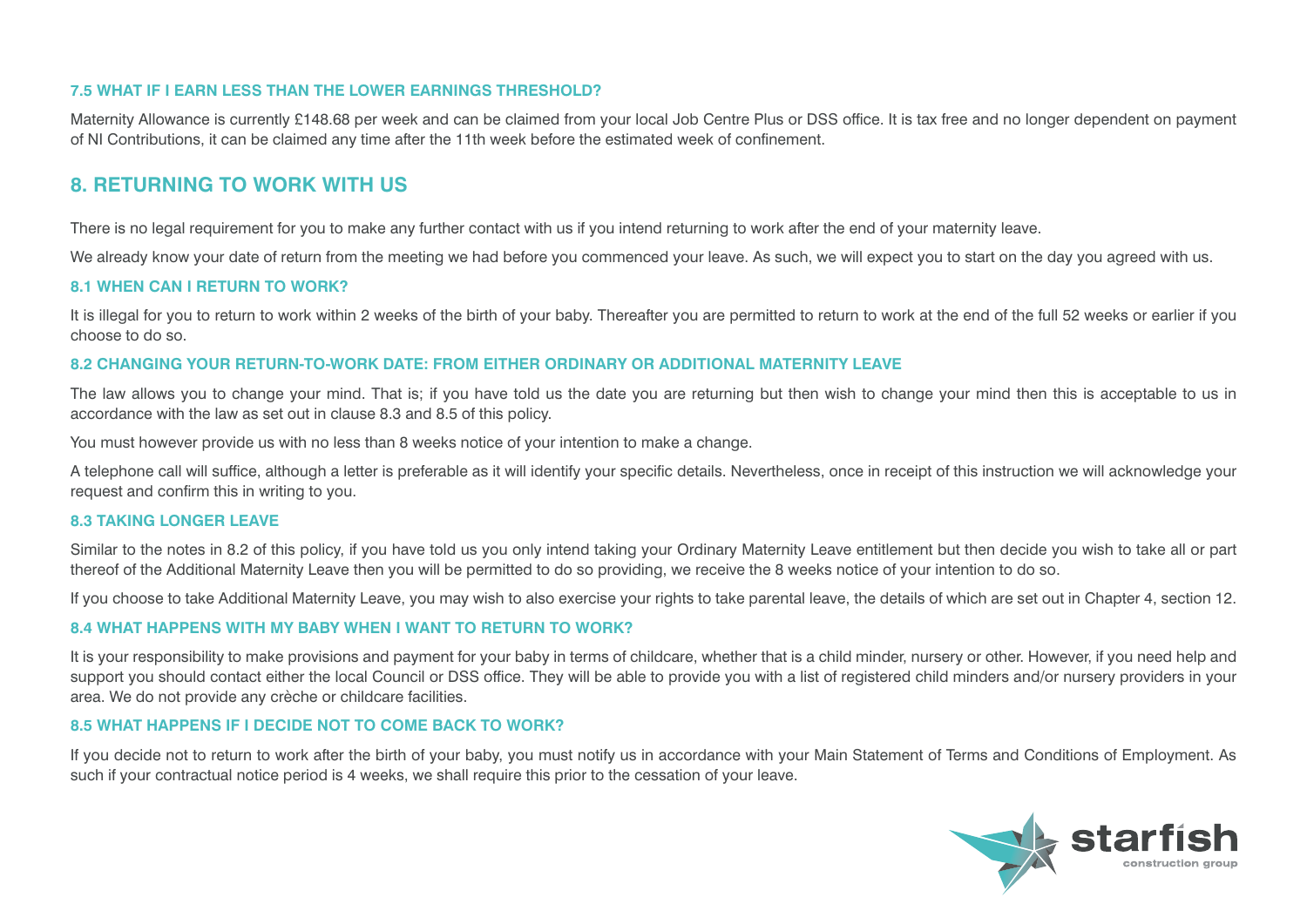### 7.5 WHAT IF I EARN LESS THAN THE LOWER EARNINGS THRESHOLD?

Maternity Allowance is currently £148.68 per week and can be claimed from your local Job Centre Plus or DSS office. It is tax free and no longer dependent on payment of NI Contributions, it can be claimed any time after the 11th week before the estimated week of confinement.

## 8. RETURNING TO WORK WITH US

There is no legal requirement for you to make any further contact with us if you intend returning to work after the end of your maternity leave.

We already know your date of return from the meeting we had before you commenced your leave. As such, we will expect you to start on the day you agreed with us.

### 8.1 WHEN CAN I RETURN TO WORK?

It is illegal for you to return to work within 2 weeks of the birth of your baby. Thereafter you are permitted to return to work at the end of the full 52 weeks or earlier if you choose to do so.

### 8.2 CHANGING YOUR RETURN-TO-WORK DATE: FROM EITHER ORDINARY OR ADDITIONAL MATERNITY LEAVE

The law allows you to change your mind. That is; if you have told us the date you are returning but then wish to change your mind then this is acceptable to us in accordance with the law as set out in clause 8.3 and 8.5 of this policy.

You must however provide us with no less than 8 weeks notice of your intention to make a change.

A telephone call will suffice, although a letter is preferable as it will identify your specific details. Nevertheless, once in receipt of this instruction we will acknowledge your request and confirm this in writing to you.

### 8.3 TAKING LONGER LEAVE

Similar to the notes in 8.2 of this policy, if you have told us you only intend taking your Ordinary Maternity Leave entitlement but then decide you wish to take all or part thereof of the Additional Maternity Leave then you will be permitted to do so providing, we receive the 8 weeks notice of your intention to do so.

If you choose to take Additional Maternity Leave, you may wish to also exercise your rights to take parental leave, the details of which are set out in Chapter 4, section 12.

### 8.4 WHAT HAPPENS WITH MY BABY WHEN I WANT TO RETURN TO WORK?

It is your responsibility to make provisions and payment for your baby in terms of childcare, whether that is a child minder, nursery or other. However, if you need help and support you should contact either the local Council or DSS office. They will be able to provide you with a list of registered child minders and/or nursery providers in your area. We do not provide any crèche or childcare facilities.

### 8.5 WHAT HAPPENS IF I DECIDE NOT TO COME BACK TO WORK?

If you decide not to return to work after the birth of your baby, you must notify us in accordance with your Main Statement of Terms and Conditions of Employment. As such if your contractual notice period is 4 weeks, we shall require this prior to the cessation of your leave.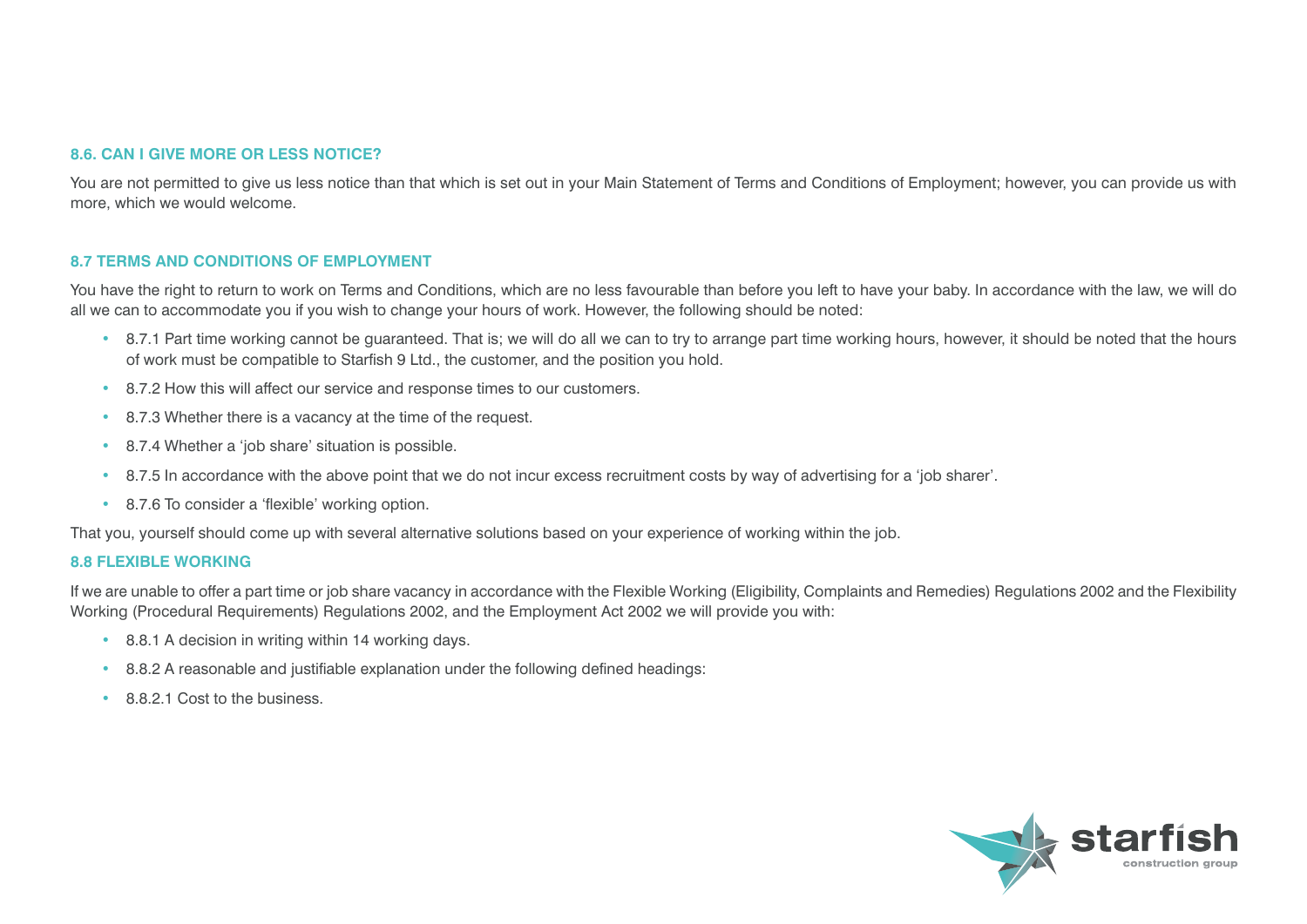### 8.6. CAN I GIVE MORE OR LESS NOTICE?

You are not permitted to give us less notice than that which is set out in your Main Statement of Terms and Conditions of Employment; however, you can provide us with more, which we would welcome.

### 8.7 TERMS AND CONDITIONS OF EMPLOYMENT

You have the right to return to work on Terms and Conditions, which are no less favourable than before you left to have your baby. In accordance with the law, we will do all we can to accommodate you if you wish to change your hours of work. However, the following should be noted:

- 8.7.1 Part time working cannot be guaranteed. That is; we will do all we can to try to arrange part time working hours, however, it should be noted that the hours of work must be compatible to Starfish 9 Ltd., the customer, and the position you hold.
- 8.7.2 How this will affect our service and response times to our customers.
- 8.7.3 Whether there is a vacancy at the time of the request.
- 8.7.4 Whether a 'job share' situation is possible.
- 8.7.5 In accordance with the above point that we do not incur excess recruitment costs by way of advertising for a 'job sharer'.
- 8.7.6 To consider a 'flexible' working option.

That you, yourself should come up with several alternative solutions based on your experience of working within the job.

### 8.8 FLEXIBLE WORKING

If we are unable to offer a part time or job share vacancy in accordance with the Flexible Working (Eligibility, Complaints and Remedies) Regulations 2002 and the Flexibility Working (Procedural Requirements) Regulations 2002, and the Employment Act 2002 we will provide you with:

- 8.8.1 A decision in writing within 14 working days.
- 8.8.2 A reasonable and justifiable explanation under the following defined headings:
- 8.8.2.1 Cost to the business.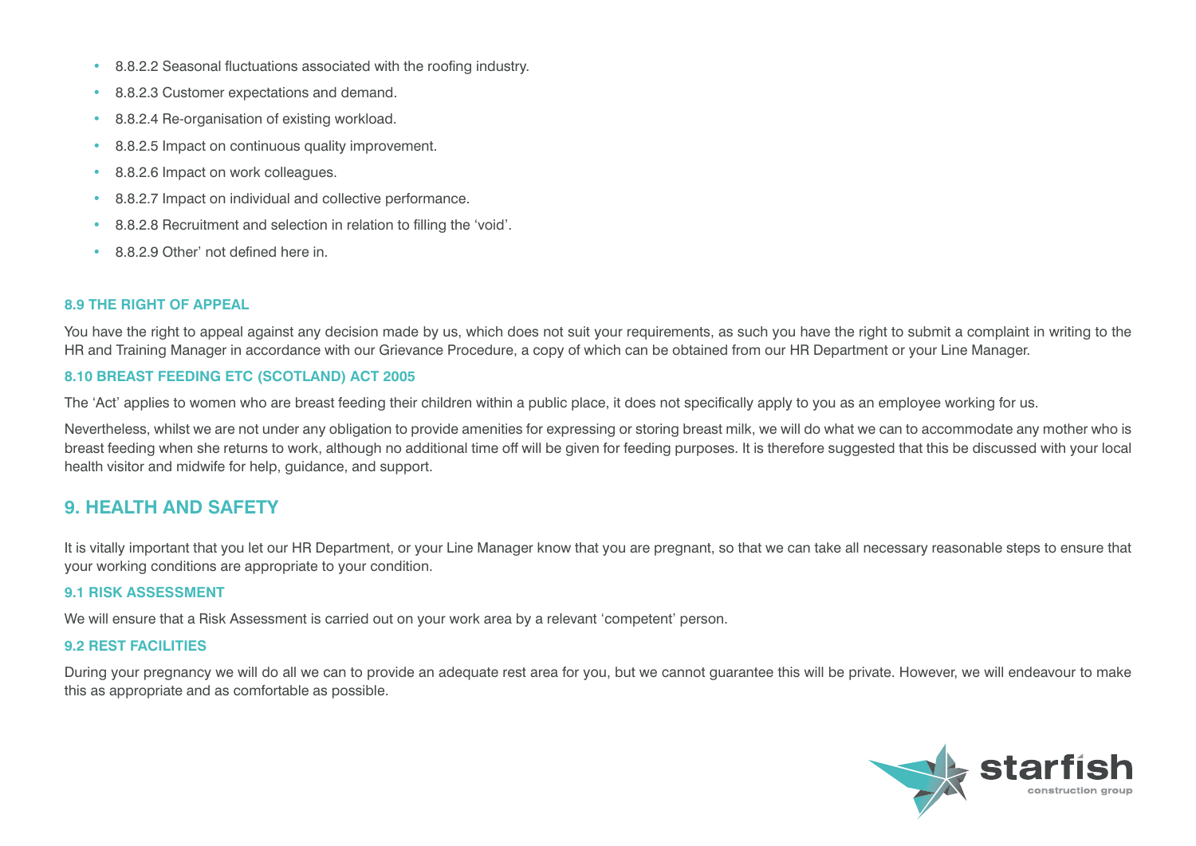- 8.8.2.2 Seasonal fluctuations associated with the roofing industry.
- 8.8.2.3 Customer expectations and demand.
- 8.8.2.4 Re-organisation of existing workload.
- 8.8.2.5 Impact on continuous quality improvement.
- 8.8.2.6 Impact on work colleagues.
- 8.8.2.7 Impact on individual and collective performance.
- 8.8.2.8 Recruitment and selection in relation to filling the 'void'.
- 8.8.2.9 Other' not defined here in.

### 8.9 THE RIGHT OF APPEAL

You have the right to appeal against any decision made by us, which does not suit your requirements, as such you have the right to submit a complaint in writing to the HR and Training Manager in accordance with our Grievance Procedure, a copy of which can be obtained from our HR Department or your Line Manager.

### 8.10 BREAST FEEDING ETC (SCOTLAND) ACT 2005

The 'Act' applies to women who are breast feeding their children within a public place, it does not specifically apply to you as an employee working for us.

Nevertheless, whilst we are not under any obligation to provide amenities for expressing or storing breast milk, we will do what we can to accommodate any mother who is breast feeding when she returns to work, although no additional time off will be given for feeding purposes. It is therefore suggested that this be discussed with your local health visitor and midwife for help, guidance, and support.

## 9. HEALTH AND SAFETY

It is vitally important that you let our HR Department, or your Line Manager know that you are pregnant, so that we can take all necessary reasonable steps to ensure that your working conditions are appropriate to your condition.

### 9.1 RISK ASSESSMENT

We will ensure that a Risk Assessment is carried out on your work area by a relevant 'competent' person.

### 9.2 REST FACILITIES

During your pregnancy we will do all we can to provide an adequate rest area for you, but we cannot guarantee this will be private. However, we will endeavour to make this as appropriate and as comfortable as possible.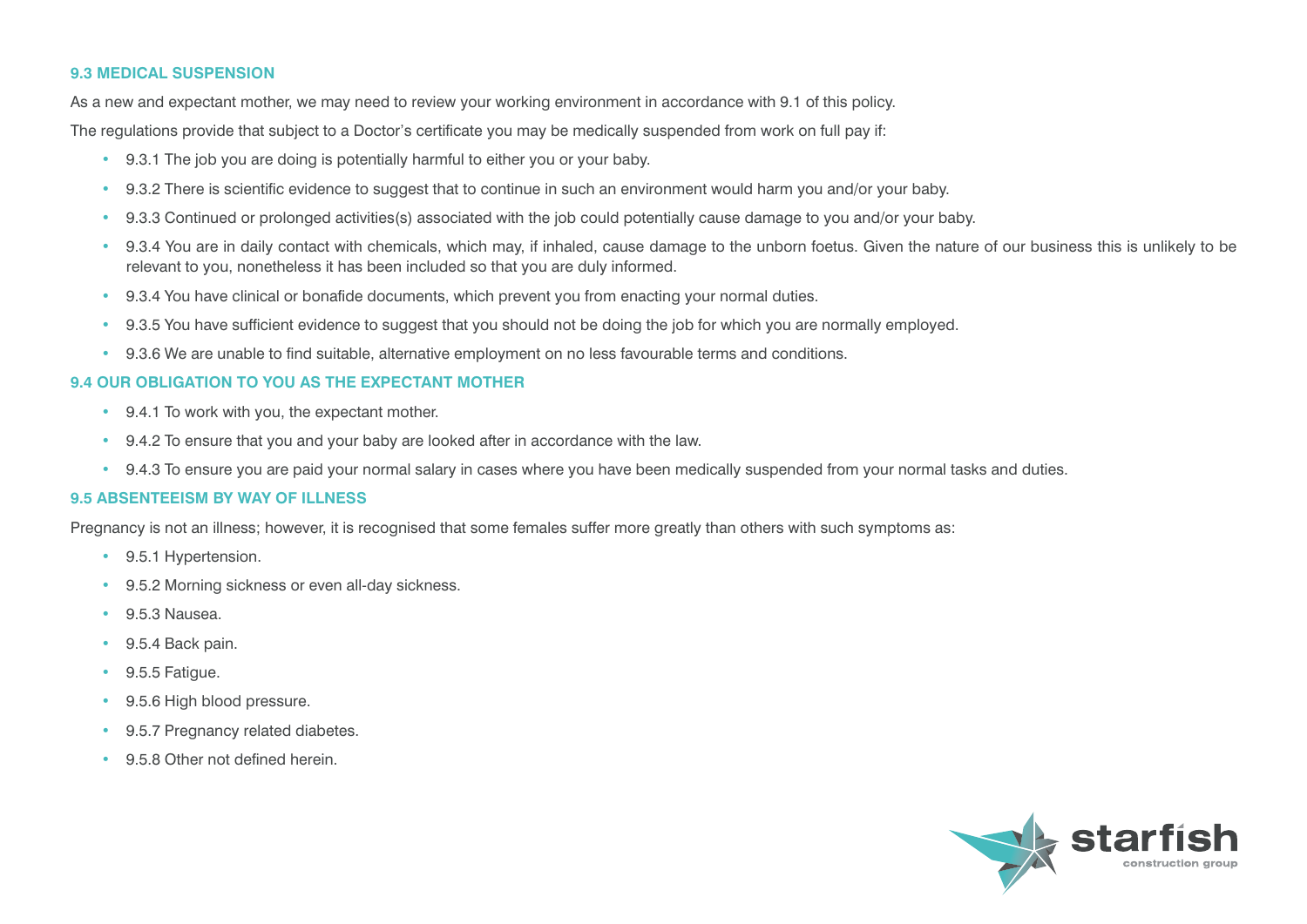### 9.3 MEDICAL SUSPENSION

As a new and expectant mother, we may need to review your working environment in accordance with 9.1 of this policy.

The regulations provide that subject to a Doctor's certificate you may be medically suspended from work on full pay if:

- 9.3.1 The job you are doing is potentially harmful to either you or your baby.
- 9.3.2 There is scientific evidence to suggest that to continue in such an environment would harm you and/or your baby.
- 9.3.3 Continued or prolonged activities(s) associated with the job could potentially cause damage to you and/or your baby.
- 9.3.4 You are in daily contact with chemicals, which may, if inhaled, cause damage to the unborn foetus. Given the nature of our business this is unlikely to be relevant to you, nonetheless it has been included so that you are duly informed.
- 9.3.4 You have clinical or bonafide documents, which prevent you from enacting your normal duties.
- 9.3.5 You have sufficient evidence to suggest that you should not be doing the job for which you are normally employed.
- 9.3.6 We are unable to find suitable, alternative employment on no less favourable terms and conditions.

### 9.4 OUR OBLIGATION TO YOU AS THE EXPECTANT MOTHER

- 9.4.1 To work with you, the expectant mother.
- 9.4.2 To ensure that you and your baby are looked after in accordance with the law.
- 9.4.3 To ensure you are paid your normal salary in cases where you have been medically suspended from your normal tasks and duties.

### 9.5 ABSENTEEISM BY WAY OF ILLNESS

Pregnancy is not an illness; however, it is recognised that some females suffer more greatly than others with such symptoms as:

- 9.5.1 Hypertension.
- 9.5.2 Morning sickness or even all-day sickness.
- 9.5.3 Nausea.
- 9.5.4 Back pain.
- 9.5.5 Fatigue.
- 9.5.6 High blood pressure.
- 9.5.7 Pregnancy related diabetes.
- 9.5.8 Other not defined herein.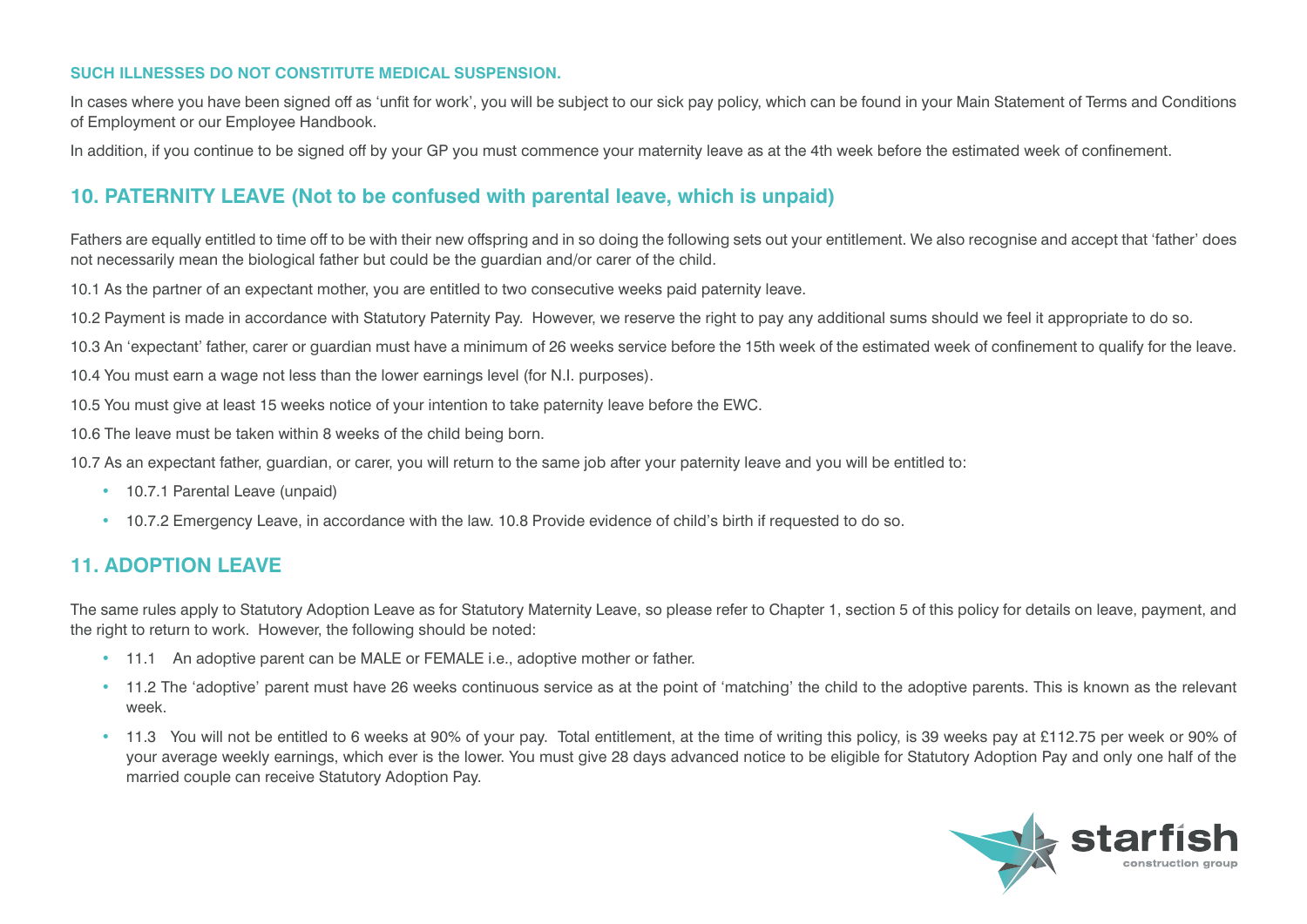**SUCH ILLNESSES DO NOT CONSTITUTE MEDICAL SUSPENSION.**

In cases where you have been signed off as 'unfit for work', you will be subject to our sick pay policy, which can be found in your Main Statement of Terms and Conditions of Employment or our Employee Handbook.

In addition, if you continue to be signed off by your GP you must commence your maternity leave as at the 4th week before the estimated week of confinement.

## 10. PATERNITY LEAVE (Not to be confused with parental leave, which is unpaid)

Fathers are equally entitled to time off to be with their new offspring and in so doing the following sets out your entitlement. We also recognise and accept that 'father' does not necessarily mean the biological father but could be the guardian and/or carer of the child.

10.1 As the partner of an expectant mother, you are entitled to two consecutive weeks paid paternity leave.

10.2 Payment is made in accordance with Statutory Paternity Pay. However, we reserve the right to pay any additional sums should we feel it appropriate to do so.

10.3 An 'expectant' father, carer or guardian must have a minimum of 26 weeks service before the 15th week of the estimated week of confinement to qualify for the leave.

10.4 You must earn a wage not less than the lower earnings level (for N.I. purposes).

10.5 You must give at least 15 weeks notice of your intention to take paternity leave before the EWC.

10.6 The leave must be taken within 8 weeks of the child being born.

10.7 As an expectant father, guardian, or carer, you will return to the same job after your paternity leave and you will be entitled to:

- 10.7.1 Parental Leave (unpaid)
- 10.7.2 Emergency Leave, in accordance with the law. 10.8 Provide evidence of child's birth if requested to do so.

## 11. ADOPTION LEAVE

The same rules apply to Statutory Adoption Leave as for Statutory Maternity Leave, so please refer to Chapter 1, section 5 of this policy for details on leave, payment, and the right to return to work. However, the following should be noted:

- 11.1 An adoptive parent can be MALE or FEMALE i.e., adoptive mother or father.
- 11.2 The 'adoptive' parent must have 26 weeks continuous service as at the point of 'matching' the child to the adoptive parents. This is known as the relevant week.
- 11.3 You will not be entitled to 6 weeks at 90% of your pay. Total entitlement, at the time of writing this policy, is 39 weeks pay at £112.75 per week or 90% of your average weekly earnings, which ever is the lower. You must give 28 days advanced notice to be eligible for Statutory Adoption Pay and only one half of the married couple can receive Statutory Adoption Pay.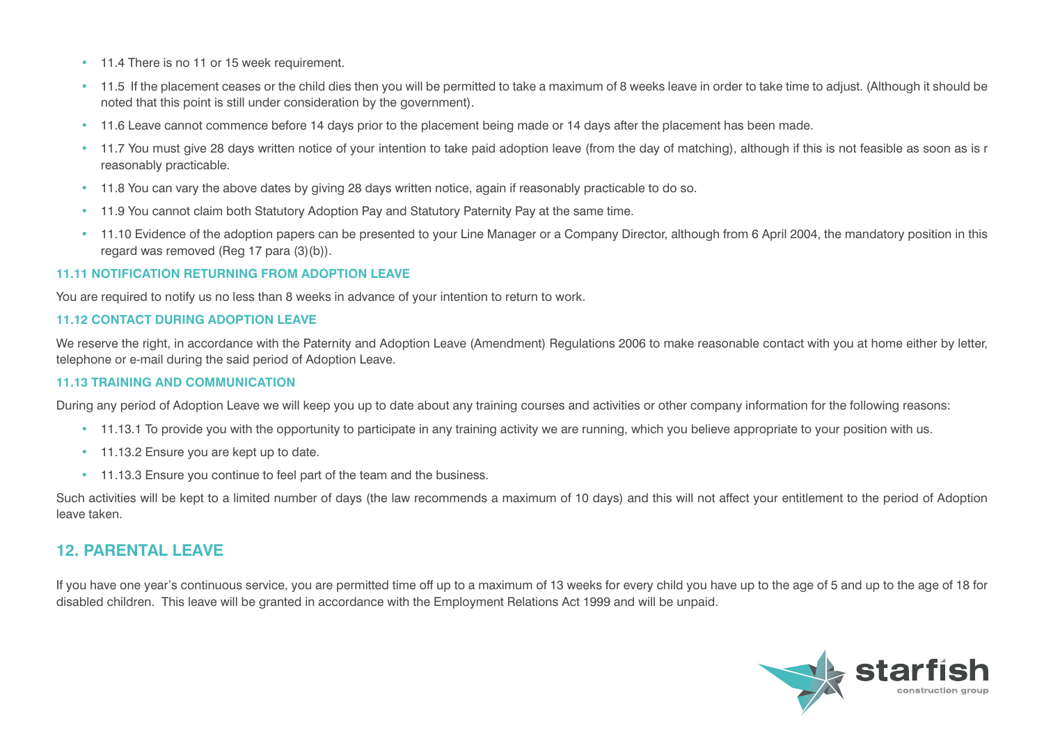- 11.4 There is no 11 or 15 week requirement.
- 11.5 If the placement ceases or the child dies then you will be permitted to take a maximum of 8 weeks leave in order to take time to adjust. (Although it should be noted that this point is still under consideration by the government).
- 11.6 Leave cannot commence before 14 days prior to the placement being made or 14 days after the placement has been made.
- 11.7 You must give 28 days written notice of your intention to take paid adoption leave (from the day of matching), although if this is not feasible as soon as is r reasonably practicable.
- 11.8 You can vary the above dates by giving 28 days written notice, again if reasonably practicable to do so.
- 11.9 You cannot claim both Statutory Adoption Pay and Statutory Paternity Pay at the same time.
- 11.10 Evidence of the adoption papers can be presented to your Line Manager or a Company Director, although from 6 April 2004, the mandatory position in this regard was removed (Reg 17 para (3)(b)).

### 11.11 NOTIFICATION RETURNING FROM ADOPTION LEAVE

You are required to notify us no less than 8 weeks in advance of your intention to return to work.

### 11.12 CONTACT DURING ADOPTION LEAVE

We reserve the right, in accordance with the Paternity and Adoption Leave (Amendment) Regulations 2006 to make reasonable contact with you at home either by letter, telephone or e-mail during the said period of Adoption Leave.

### 11.13 TRAINING AND COMMUNICATION

During any period of Adoption Leave we will keep you up to date about any training courses and activities or other company information for the following reasons:

- 11.13.1 To provide you with the opportunity to participate in any training activity we are running, which you believe appropriate to your position with us.
- 11.13.2 Ensure you are kept up to date.
- 11.13.3 Ensure you continue to feel part of the team and the business.

Such activities will be kept to a limited number of days (the law recommends a maximum of 10 days) and this will not affect your entitlement to the period of Adoption leave taken.

## 12. PARENTAL LEAVE

If you have one year's continuous service, you are permitted time off up to a maximum of 13 weeks for every child you have up to the age of 5 and up to the age of 18 for disabled children. This leave will be granted in accordance with the Employment Relations Act 1999 and will be unpaid.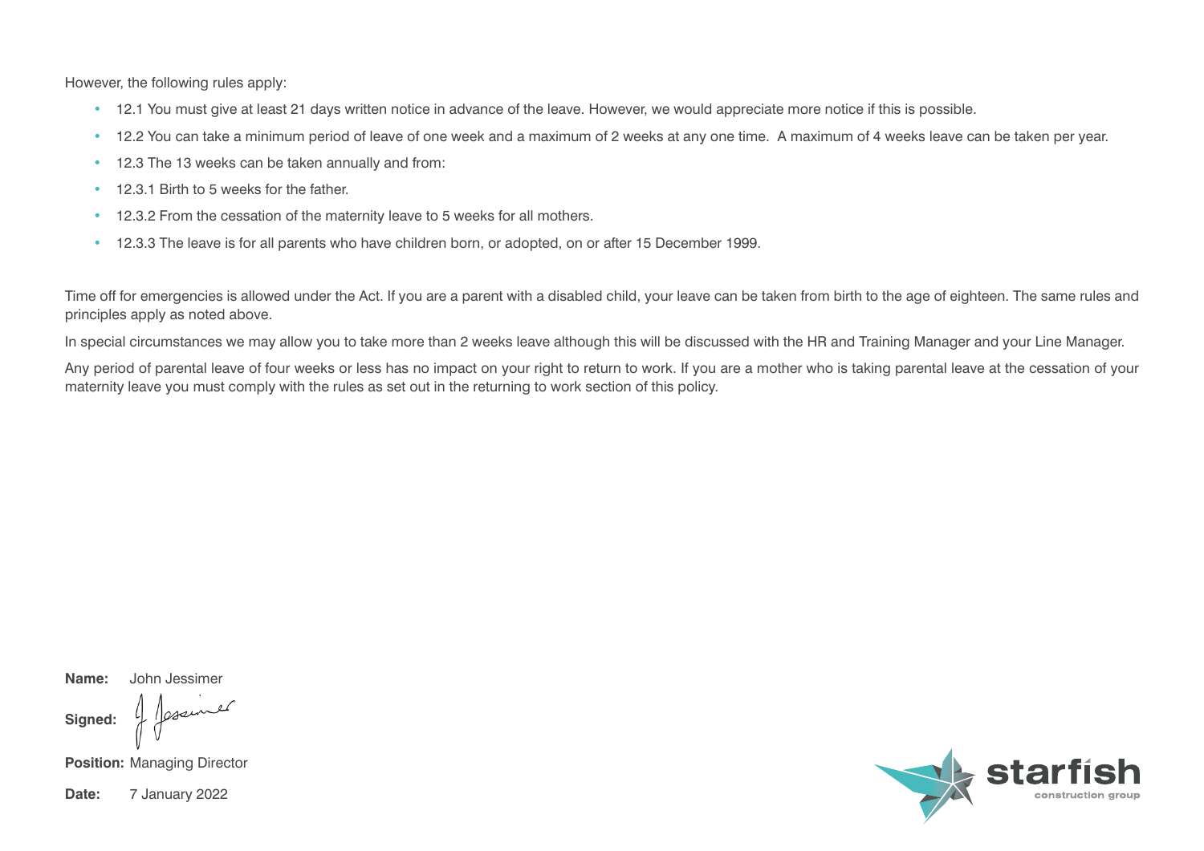However, the following rules apply:

- 12.1 You must give at least 21 days written notice in advance of the leave. However, we would appreciate more notice if this is possible.
- 12.2 You can take a minimum period of leave of one week and a maximum of 2 weeks at any one time. A maximum of 4 weeks leave can be taken per year.
- 12.3 The 13 weeks can be taken annually and from:
- 12.3.1 Birth to 5 weeks for the father.
- 12.3.2 From the cessation of the maternity leave to 5 weeks for all mothers.
- 12.3.3 The leave is for all parents who have children born, or adopted, on or after 15 December 1999.

Time off for emergencies is allowed under the Act. If you are a parent with a disabled child, your leave can be taken from birth to the age of eighteen. The same rules and principles apply as noted above.

In special circumstances we may allow you to take more than 2 weeks leave although this will be discussed with the HR and Training Manager and your Line Manager.

Any period of parental leave of four weeks or less has no impact on your right to return to work. If you are a mother who is taking parental leave at the cessation of your maternity leave you must comply with the rules as set out in the returning to work section of this policy.

**Name:** John Jessimer

**Signed:** J Jessimer

**Position:** Managing Director

**Date:** 7 January 2022

starfish construction group